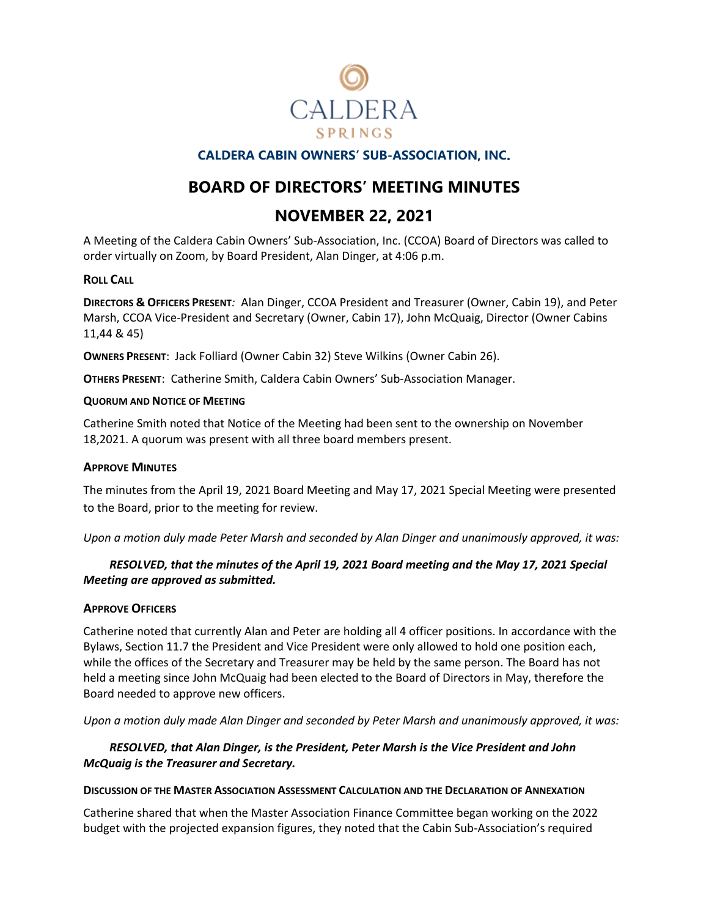CALDERA
SPRINGS

**CALDERA CABIN OWNERS' SUB-ASSOCIATION, INC.**

# BOARD OF DIRECTORS' MEETING MINUTES

# NOVEMBER 22, 2021

A Meeting of the Caldera Cabin Owners' Sub-Association, Inc. (CCOA) Board of Directors was called to order virtually on Zoom, by Board President, Alan Dinger, at 4:06 p.m.

### ROLL CALL

**DIRECTORS & OFFICERS PRESENT**: Alan Dinger, CCOA President and Treasurer (Owner, Cabin 19), and Peter Marsh, CCOA Vice-President and Secretary (Owner, Cabin 17), John McQuaig, Director (Owner Cabins 11,44 & 45)

**OWNERS PRESENT**: Jack Folliard (Owner Cabin 32) Steve Wilkins (Owner Cabin 26).

**OTHERS PRESENT**: Catherine Smith, Caldera Cabin Owners' Sub-Association Manager.

### QUORUM AND NOTICE OF MEETING

Catherine Smith noted that Notice of the Meeting had been sent to the ownership on November 18,2021. A quorum was present with all three board members present.

### APPROVE MINUTES

The minutes from the April 19, 2021 Board Meeting and May 17, 2021 Special Meeting were presented to the Board, prior to the meeting for review.

*Upon a motion duly made Peter Marsh and seconded by Alan Dinger and unanimously approved, it was:*

***RESOLVED, that the minutes of the April 19, 2021 Board meeting and the May 17, 2021 Special Meeting are approved as submitted.***

### APPROVE OFFICERS

Catherine noted that currently Alan and Peter are holding all 4 officer positions. In accordance with the Bylaws, Section 11.7 the President and Vice President were only allowed to hold one position each, while the offices of the Secretary and Treasurer may be held by the same person. The Board has not held a meeting since John McQuaig had been elected to the Board of Directors in May, therefore the Board needed to approve new officers.

*Upon a motion duly made Alan Dinger and seconded by Peter Marsh and unanimously approved, it was:*

***RESOLVED, that Alan Dinger, is the President, Peter Marsh is the Vice President and John McQuaig is the Treasurer and Secretary.***

### DISCUSSION OF THE MASTER ASSOCIATION ASSESSMENT CALCULATION AND THE DECLARATION OF ANNEXATION

Catherine shared that when the Master Association Finance Committee began working on the 2022 budget with the projected expansion figures, they noted that the Cabin Sub-Association's required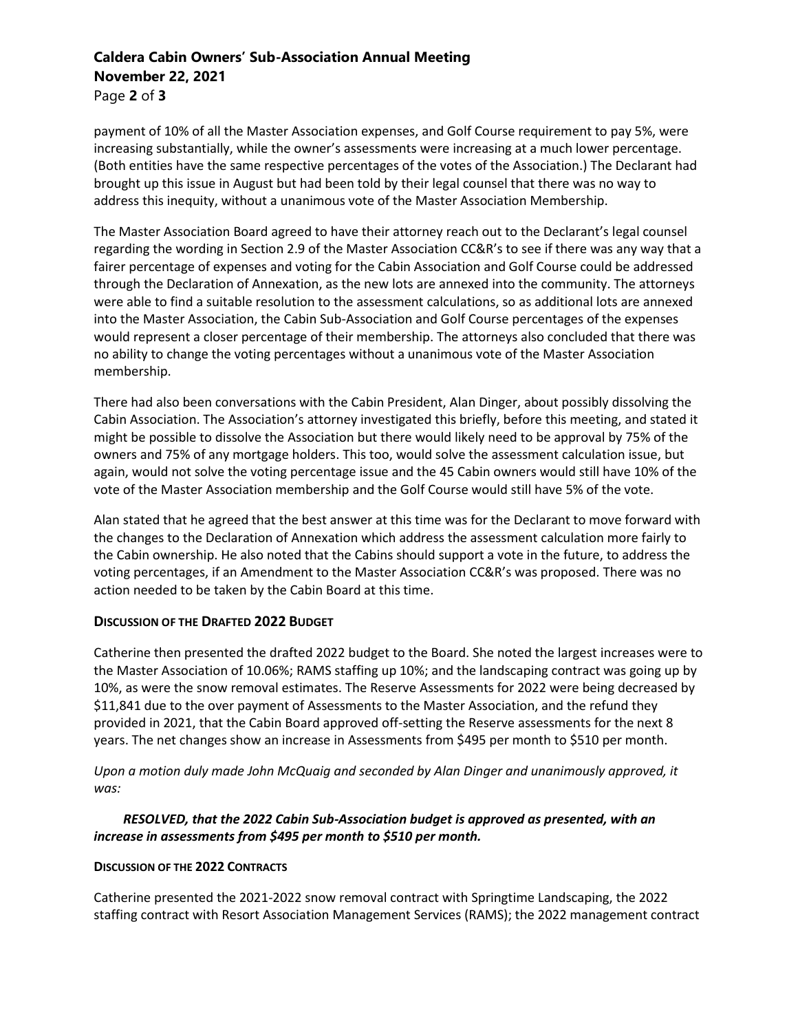payment of 10% of all the Master Association expenses, and Golf Course requirement to pay 5%, were increasing substantially, while the owner's assessments were increasing at a much lower percentage. (Both entities have the same respective percentages of the votes of the Association.) The Declarant had brought up this issue in August but had been told by their legal counsel that there was no way to address this inequity, without a unanimous vote of the Master Association Membership.

The Master Association Board agreed to have their attorney reach out to the Declarant's legal counsel regarding the wording in Section 2.9 of the Master Association CC&R's to see if there was any way that a fairer percentage of expenses and voting for the Cabin Association and Golf Course could be addressed through the Declaration of Annexation, as the new lots are annexed into the community. The attorneys were able to find a suitable resolution to the assessment calculations, so as additional lots are annexed into the Master Association, the Cabin Sub-Association and Golf Course percentages of the expenses would represent a closer percentage of their membership. The attorneys also concluded that there was no ability to change the voting percentages without a unanimous vote of the Master Association membership.

There had also been conversations with the Cabin President, Alan Dinger, about possibly dissolving the Cabin Association. The Association's attorney investigated this briefly, before this meeting, and stated it might be possible to dissolve the Association but there would likely need to be approval by 75% of the owners and 75% of any mortgage holders. This too, would solve the assessment calculation issue, but again, would not solve the voting percentage issue and the 45 Cabin owners would still have 10% of the vote of the Master Association membership and the Golf Course would still have 5% of the vote.

Alan stated that he agreed that the best answer at this time was for the Declarant to move forward with the changes to the Declaration of Annexation which address the assessment calculation more fairly to the Cabin ownership. He also noted that the Cabins should support a vote in the future, to address the voting percentages, if an Amendment to the Master Association CC&R's was proposed. There was no action needed to be taken by the Cabin Board at this time.

**DISCUSSION OF THE DRAFTED 2022 BUDGET**

Catherine then presented the drafted 2022 budget to the Board. She noted the largest increases were to the Master Association of 10.06%; RAMS staffing up 10%; and the landscaping contract was going up by 10%, as were the snow removal estimates. The Reserve Assessments for 2022 were being decreased by $11,841 due to the over payment of Assessments to the Master Association, and the refund they provided in 2021, that the Cabin Board approved off-setting the Reserve assessments for the next 8 years. The net changes show an increase in Assessments from $495 per month to $510 per month.

*Upon a motion duly made John McQuaig and seconded by Alan Dinger and unanimously approved, it was:*

***RESOLVED, that the 2022 Cabin Sub-Association budget is approved as presented, with an increase in assessments from $495 per month to $510 per month.***

**DISCUSSION OF THE 2022 CONTRACTS**

Catherine presented the 2021-2022 snow removal contract with Springtime Landscaping, the 2022 staffing contract with Resort Association Management Services (RAMS); the 2022 management contract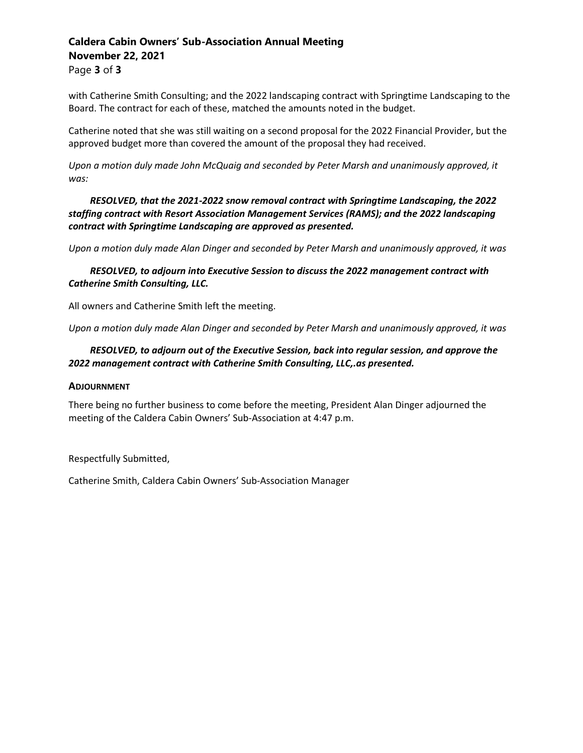with Catherine Smith Consulting; and the 2022 landscaping contract with Springtime Landscaping to the Board. The contract for each of these, matched the amounts noted in the budget.

Catherine noted that she was still waiting on a second proposal for the 2022 Financial Provider, but the approved budget more than covered the amount of the proposal they had received.

*Upon a motion duly made John McQuaig and seconded by Peter Marsh and unanimously approved, it was:*

***RESOLVED, that the 2021-2022 snow removal contract with Springtime Landscaping, the 2022 staffing contract with Resort Association Management Services (RAMS); and the 2022 landscaping contract with Springtime Landscaping are approved as presented.***

*Upon a motion duly made Alan Dinger and seconded by Peter Marsh and unanimously approved, it was*

***RESOLVED, to adjourn into Executive Session to discuss the 2022 management contract with Catherine Smith Consulting, LLC.***

All owners and Catherine Smith left the meeting.

*Upon a motion duly made Alan Dinger and seconded by Peter Marsh and unanimously approved, it was*

***RESOLVED, to adjourn out of the Executive Session, back into regular session, and approve the 2022 management contract with Catherine Smith Consulting, LLC,.as presented.***

**ADJOURNMENT**

There being no further business to come before the meeting, President Alan Dinger adjourned the meeting of the Caldera Cabin Owners' Sub-Association at 4:47 p.m.

Respectfully Submitted,

Catherine Smith, Caldera Cabin Owners' Sub-Association Manager